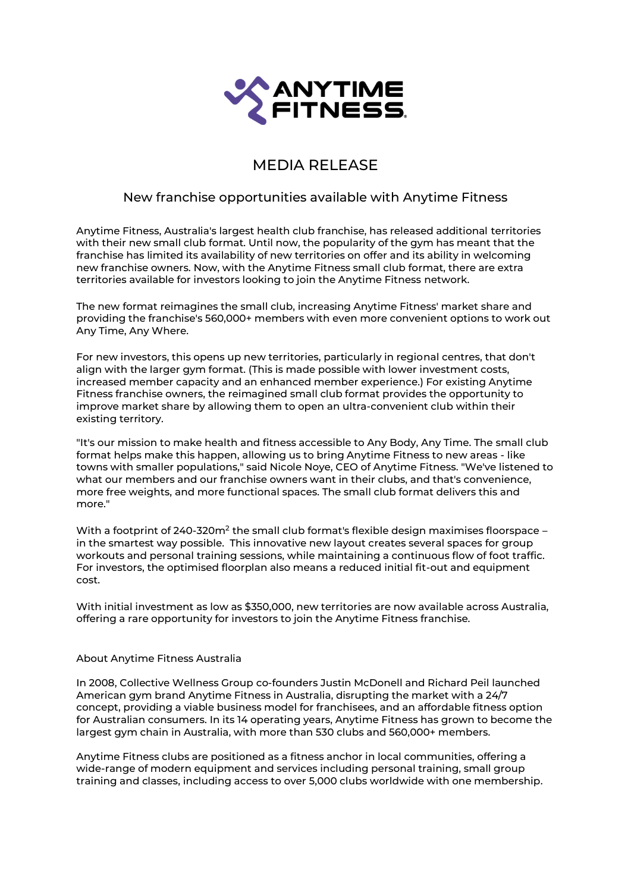# MEDIA RELEASE

## New franchise opportunities available with Anytime Fitness

Anytime Fitness, Australia's largest health club franchise, has released additional territories with their new small club format. Until now, the popularity of the gym has meant that the franchise has limited its availability of new territories on offer and its ability in welcoming new franchise owners. Now, with the Anytime Fitness small club format, there are extra territories available for investors looking to join the Anytime Fitness network.

The new format reimagines the small club, increasing Anytime Fitness' market share and providing the franchise's 560,000+ members with even more convenient options to work out Any Time, Any Where.

For new investors, this opens up new territories, particularly in regional centres, that don't align with the larger gym format. (This is made possible with lower investment costs, increased member capacity and an enhanced member experience.) For existing Anytime Fitness franchise owners, the reimagined small club format provides the opportunity to improve market share by allowing them to open an ultra-convenient club within their existing territory.

"It's our mission to make health and fitness accessible to Any Body, Any Time. The small club format helps make this happen, allowing us to bring Anytime Fitness to new areas - like towns with smaller populations," said Nicole Noye, CEO of Anytime Fitness. "We've listened to what our members and our franchise owners want in their clubs, and that's convenience, more free weights, and more functional spaces. The small club format delivers this and more."

With a footprint of 240-320m$^2$ the small club format's flexible design maximises floorspace – in the smartest way possible. This innovative new layout creates several spaces for group workouts and personal training sessions, while maintaining a continuous flow of foot traffic. For investors, the optimised floorplan also means a reduced initial fit-out and equipment cost.

With initial investment as low as $350,000, new territories are now available across Australia, offering a rare opportunity for investors to join the Anytime Fitness franchise.

About Anytime Fitness Australia

In 2008, Collective Wellness Group co-founders Justin McDonell and Richard Peil launched American gym brand Anytime Fitness in Australia, disrupting the market with a 24/7 concept, providing a viable business model for franchisees, and an affordable fitness option for Australian consumers. In its 14 operating years, Anytime Fitness has grown to become the largest gym chain in Australia, with more than 530 clubs and 560,000+ members.

Anytime Fitness clubs are positioned as a fitness anchor in local communities, offering a wide-range of modern equipment and services including personal training, small group training and classes, including access to over 5,000 clubs worldwide with one membership.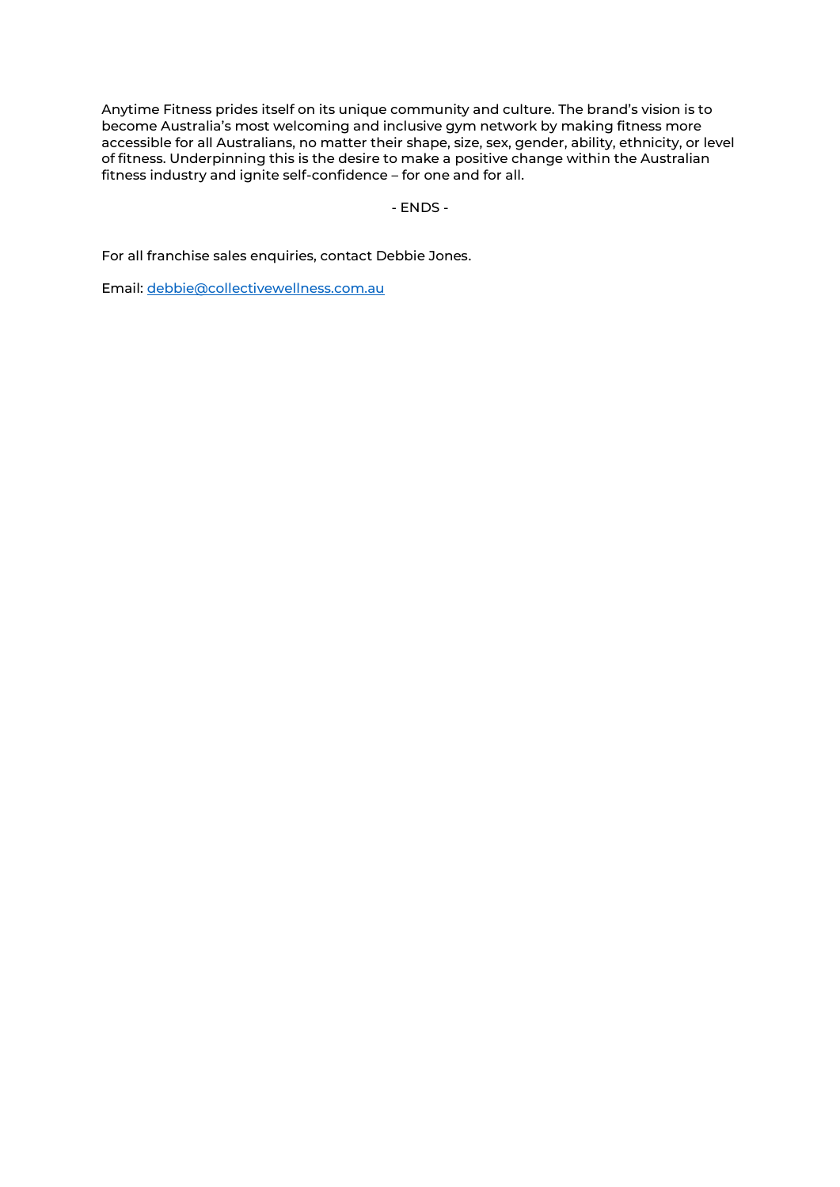Anytime Fitness prides itself on its unique community and culture. The brand's vision is to become Australia's most welcoming and inclusive gym network by making fitness more accessible for all Australians, no matter their shape, size, sex, gender, ability, ethnicity, or level of fitness. Underpinning this is the desire to make a positive change within the Australian fitness industry and ignite self-confidence – for one and for all.

- ENDS -

For all franchise sales enquiries, contact Debbie Jones.

Email: [debbie@collectivewellness.com.au](mailto:debbie@collectivewellness.com.au)